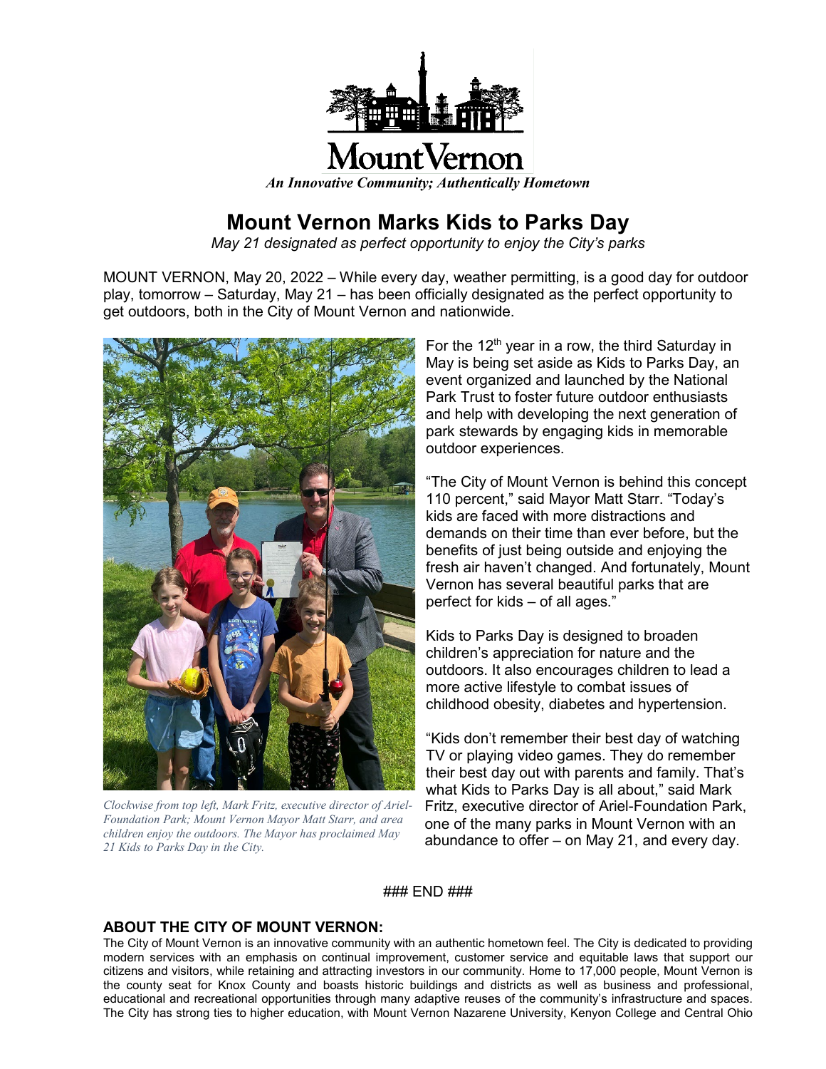Mount Vernon

*An Innovative Community; Authentically Hometown*

# Mount Vernon Marks Kids to Parks Day

*May 21 designated as perfect opportunity to enjoy the City's parks*

MOUNT VERNON, May 20, 2022 – While every day, weather permitting, is a good day for outdoor play, tomorrow – Saturday, May 21 – has been officially designated as the perfect opportunity to get outdoors, both in the City of Mount Vernon and nationwide.

*Clockwise from top left, Mark Fritz, executive director of Ariel-Foundation Park; Mount Vernon Mayor Matt Starr, and area children enjoy the outdoors. The Mayor has proclaimed May 21 Kids to Parks Day in the City.*

For the 12th year in a row, the third Saturday in May is being set aside as Kids to Parks Day, an event organized and launched by the National Park Trust to foster future outdoor enthusiasts and help with developing the next generation of park stewards by engaging kids in memorable outdoor experiences.

"The City of Mount Vernon is behind this concept 110 percent," said Mayor Matt Starr. "Today's kids are faced with more distractions and demands on their time than ever before, but the benefits of just being outside and enjoying the fresh air haven't changed. And fortunately, Mount Vernon has several beautiful parks that are perfect for kids – of all ages."

Kids to Parks Day is designed to broaden children's appreciation for nature and the outdoors. It also encourages children to lead a more active lifestyle to combat issues of childhood obesity, diabetes and hypertension.

"Kids don't remember their best day of watching TV or playing video games. They do remember their best day out with parents and family. That's what Kids to Parks Day is all about," said Mark Fritz, executive director of Ariel-Foundation Park, one of the many parks in Mount Vernon with an abundance to offer – on May 21, and every day.

### END ###

**ABOUT THE CITY OF MOUNT VERNON:**

The City of Mount Vernon is an innovative community with an authentic hometown feel. The City is dedicated to providing modern services with an emphasis on continual improvement, customer service and equitable laws that support our citizens and visitors, while retaining and attracting investors in our community. Home to 17,000 people, Mount Vernon is the county seat for Knox County and boasts historic buildings and districts as well as business and professional, educational and recreational opportunities through many adaptive reuses of the community's infrastructure and spaces. The City has strong ties to higher education, with Mount Vernon Nazarene University, Kenyon College and Central Ohio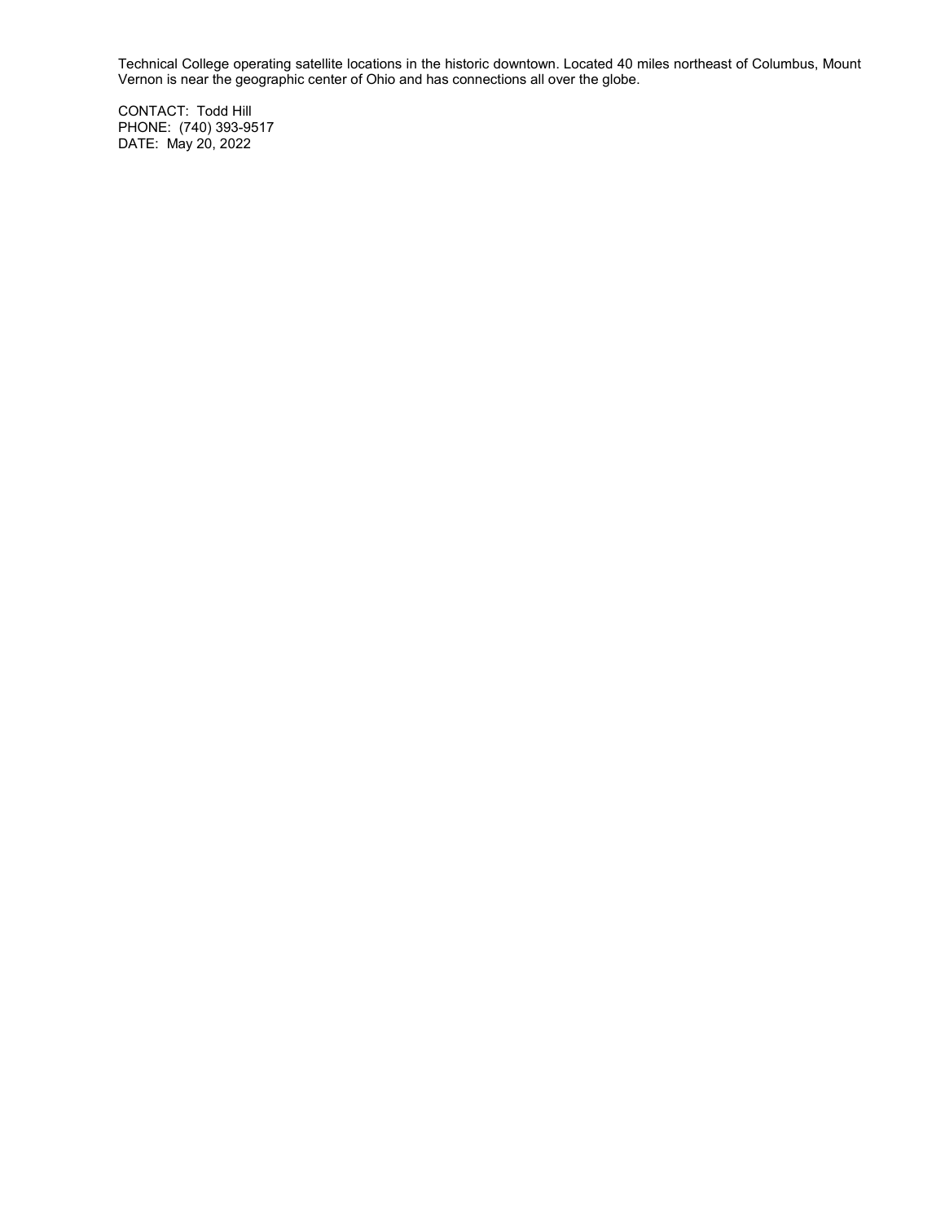Technical College operating satellite locations in the historic downtown. Located 40 miles northeast of Columbus, Mount Vernon is near the geographic center of Ohio and has connections all over the globe.

CONTACT: Todd Hill
PHONE: (740) 393-9517
DATE: May 20, 2022